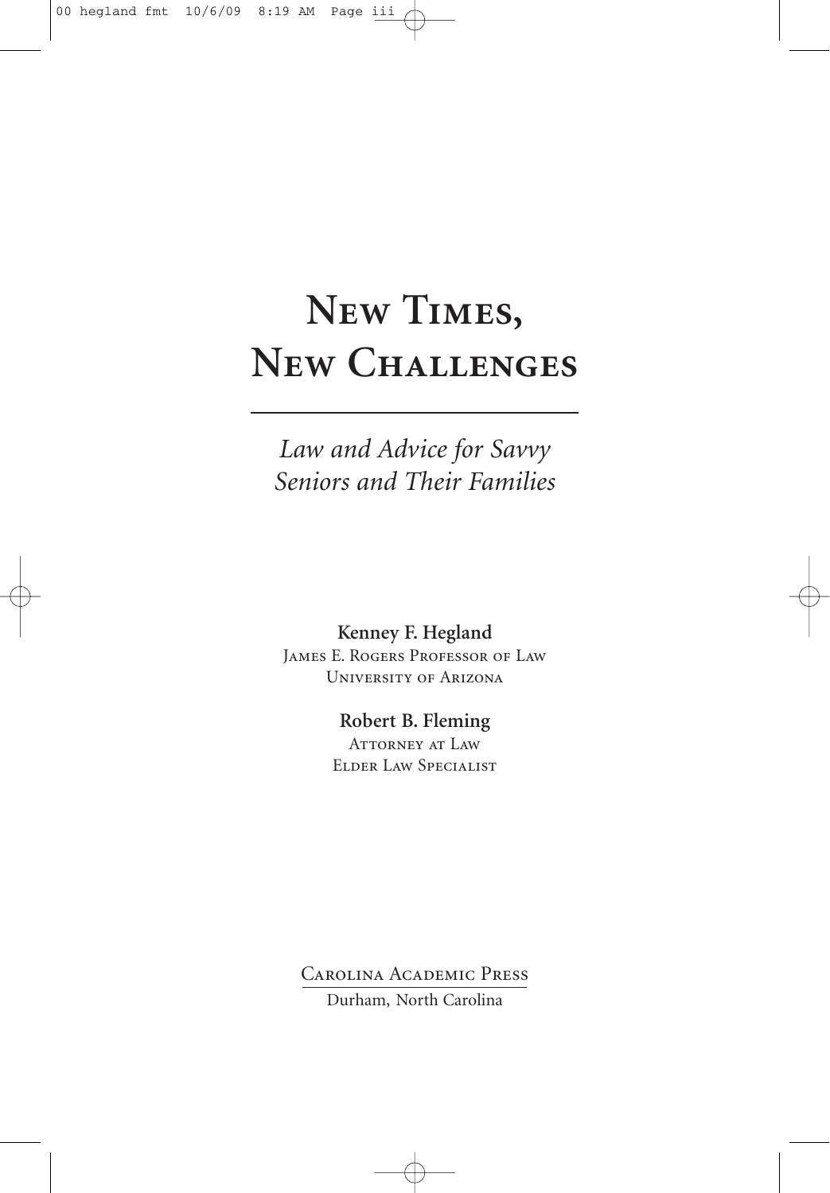# New Times, New Challenges

*Law and Advice for Savvy Seniors and Their Families*

**Kenney F. Hegland**
James E. Rogers Professor of Law
University of Arizona

**Robert B. Fleming**
Attorney at Law
Elder Law Specialist

Carolina Academic Press
Durham, North Carolina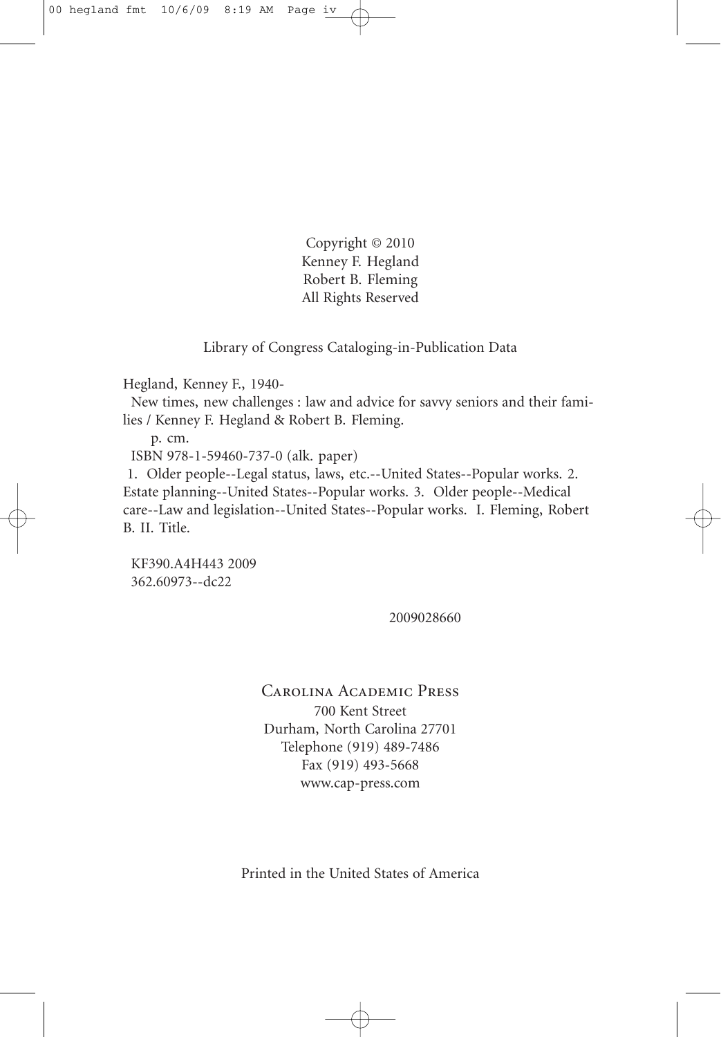Copyright © 2010
Kenney F. Hegland
Robert B. Fleming
All Rights Reserved

Library of Congress Cataloging-in-Publication Data

Hegland, Kenney F., 1940-

New times, new challenges : law and advice for savvy seniors and their families / Kenney F. Hegland & Robert B. Fleming.

p. cm.

ISBN 978-1-59460-737-0 (alk. paper)

1. Older people--Legal status, laws, etc.--United States--Popular works. 2. Estate planning--United States--Popular works. 3. Older people--Medical care--Law and legislation--United States--Popular works. I. Fleming, Robert B. II. Title.

KF390.A4H443 2009
362.60973--dc22

2009028660

Carolina Academic Press
700 Kent Street
Durham, North Carolina 27701
Telephone (919) 489-7486
Fax (919) 493-5668
www.cap-press.com

Printed in the United States of America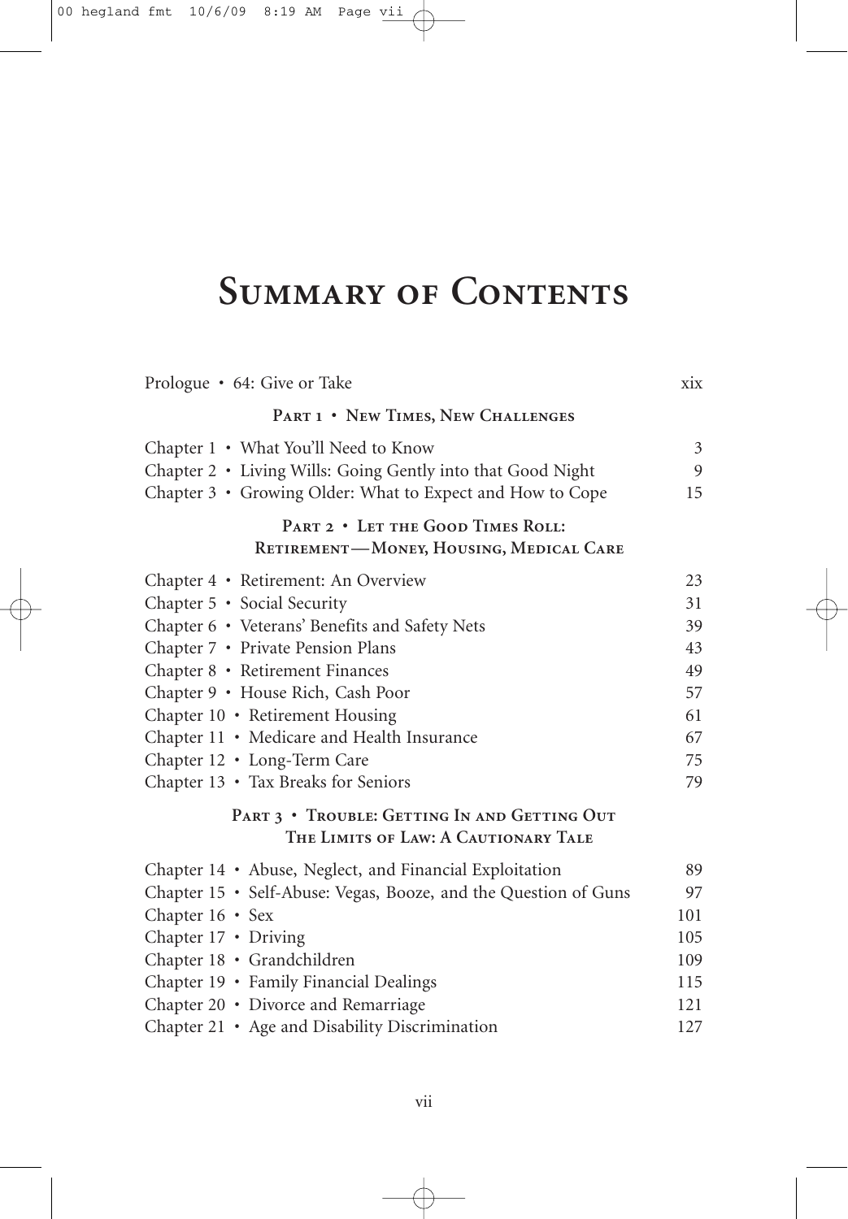# Summary of Contents

Prologue • 64: Give or Take xix

## Part 1 • New Times, New Challenges

Chapter 1 • What You'll Need to Know 3
Chapter 2 • Living Wills: Going Gently into that Good Night 9
Chapter 3 • Growing Older: What to Expect and How to Cope 15

## Part 2 • Let the Good Times Roll: Retirement—Money, Housing, Medical Care

Chapter 4 • Retirement: An Overview 23
Chapter 5 • Social Security 31
Chapter 6 • Veterans' Benefits and Safety Nets 39
Chapter 7 • Private Pension Plans 43
Chapter 8 • Retirement Finances 49
Chapter 9 • House Rich, Cash Poor 57
Chapter 10 • Retirement Housing 61
Chapter 11 • Medicare and Health Insurance 67
Chapter 12 • Long-Term Care 75
Chapter 13 • Tax Breaks for Seniors 79

## Part 3 • Trouble: Getting In and Getting Out The Limits of Law: A Cautionary Tale

Chapter 14 • Abuse, Neglect, and Financial Exploitation 89
Chapter 15 • Self-Abuse: Vegas, Booze, and the Question of Guns 97
Chapter 16 • Sex 101
Chapter 17 • Driving 105
Chapter 18 • Grandchildren 109
Chapter 19 • Family Financial Dealings 115
Chapter 20 • Divorce and Remarriage 121
Chapter 21 • Age and Disability Discrimination 127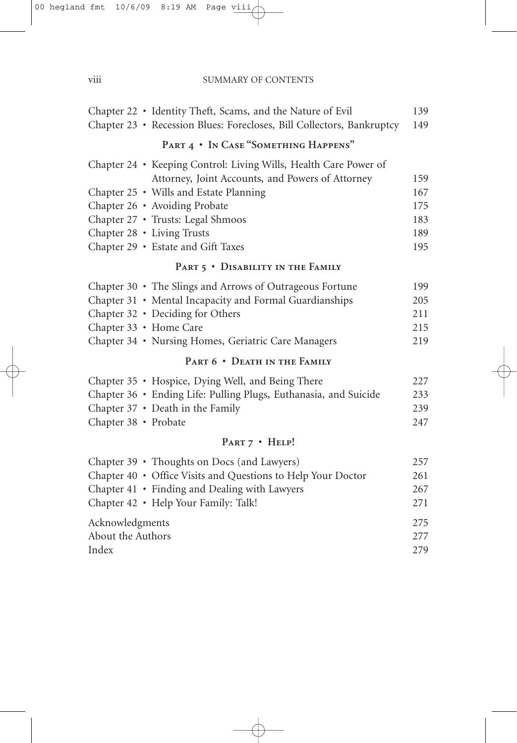| | |
|---|---|
| Chapter 22 • Identity Theft, Scams, and the Nature of Evil | 139 |
| Chapter 23 • Recession Blues: Forecloses, Bill Collectors, Bankruptcy | 149 |

## Part 4 • In Case "Something Happens"

| | |
|---|---|
| Chapter 24 • Keeping Control: Living Wills, Health Care Power of Attorney, Joint Accounts, and Powers of Attorney | 159 |
| Chapter 25 • Wills and Estate Planning | 167 |
| Chapter 26 • Avoiding Probate | 175 |
| Chapter 27 • Trusts: Legal Shmoos | 183 |
| Chapter 28 • Living Trusts | 189 |
| Chapter 29 • Estate and Gift Taxes | 195 |

## Part 5 • Disability in the Family

| | |
|---|---|
| Chapter 30 • The Slings and Arrows of Outrageous Fortune | 199 |
| Chapter 31 • Mental Incapacity and Formal Guardianships | 205 |
| Chapter 32 • Deciding for Others | 211 |
| Chapter 33 • Home Care | 215 |
| Chapter 34 • Nursing Homes, Geriatric Care Managers | 219 |

## Part 6 • Death in the Family

| | |
|---|---|
| Chapter 35 • Hospice, Dying Well, and Being There | 227 |
| Chapter 36 • Ending Life: Pulling Plugs, Euthanasia, and Suicide | 233 |
| Chapter 37 • Death in the Family | 239 |
| Chapter 38 • Probate | 247 |

## Part 7 • Help!

| | |
|---|---|
| Chapter 39 • Thoughts on Docs (and Lawyers) | 257 |
| Chapter 40 • Office Visits and Questions to Help Your Doctor | 261 |
| Chapter 41 • Finding and Dealing with Lawyers | 267 |
| Chapter 42 • Help Your Family: Talk! | 271 |

| | |
|---|---|
| Acknowledgments | 275 |
| About the Authors | 277 |
| Index | 279 |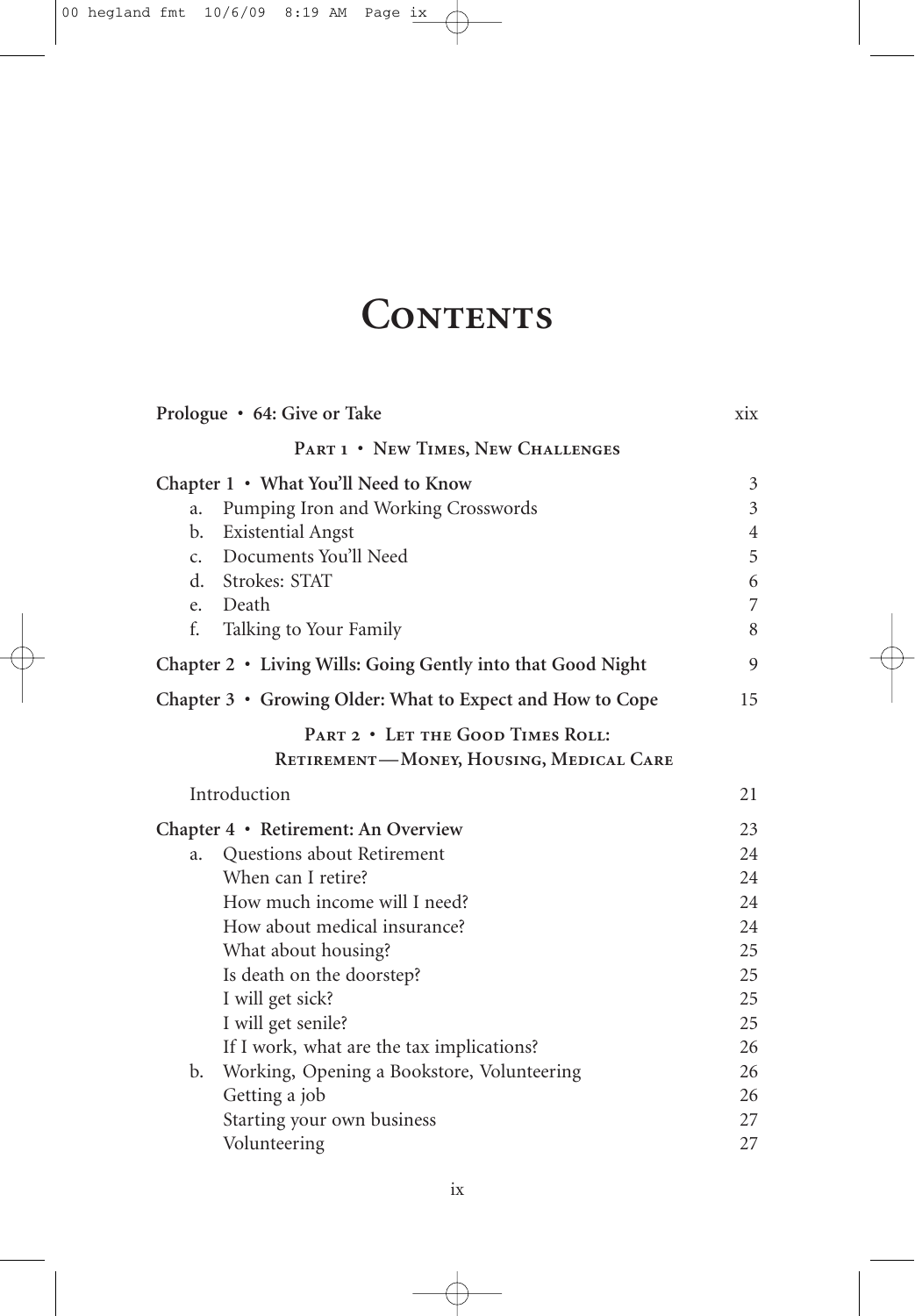# Contents

**Prologue • 64: Give or Take** xix

## Part 1 • New Times, New Challenges

**Chapter 1 • What You'll Need to Know** 3

- a. Pumping Iron and Working Crosswords 3
- b. Existential Angst 4
- c. Documents You'll Need 5
- d. Strokes: STAT 6
- e. Death 7
- f. Talking to Your Family 8

**Chapter 2 • Living Wills: Going Gently into that Good Night** 9

**Chapter 3 • Growing Older: What to Expect and How to Cope** 15

## Part 2 • Let the Good Times Roll: Retirement—Money, Housing, Medical Care

Introduction 21

**Chapter 4 • Retirement: An Overview** 23

- a. Questions about Retirement 24
  - When can I retire? 24
  - How much income will I need? 24
  - How about medical insurance? 24
  - What about housing? 25
  - Is death on the doorstep? 25
  - I will get sick? 25
  - I will get senile? 25
  - If I work, what are the tax implications? 26
- b. Working, Opening a Bookstore, Volunteering 26
  - Getting a job 26
  - Starting your own business 27
  - Volunteering 27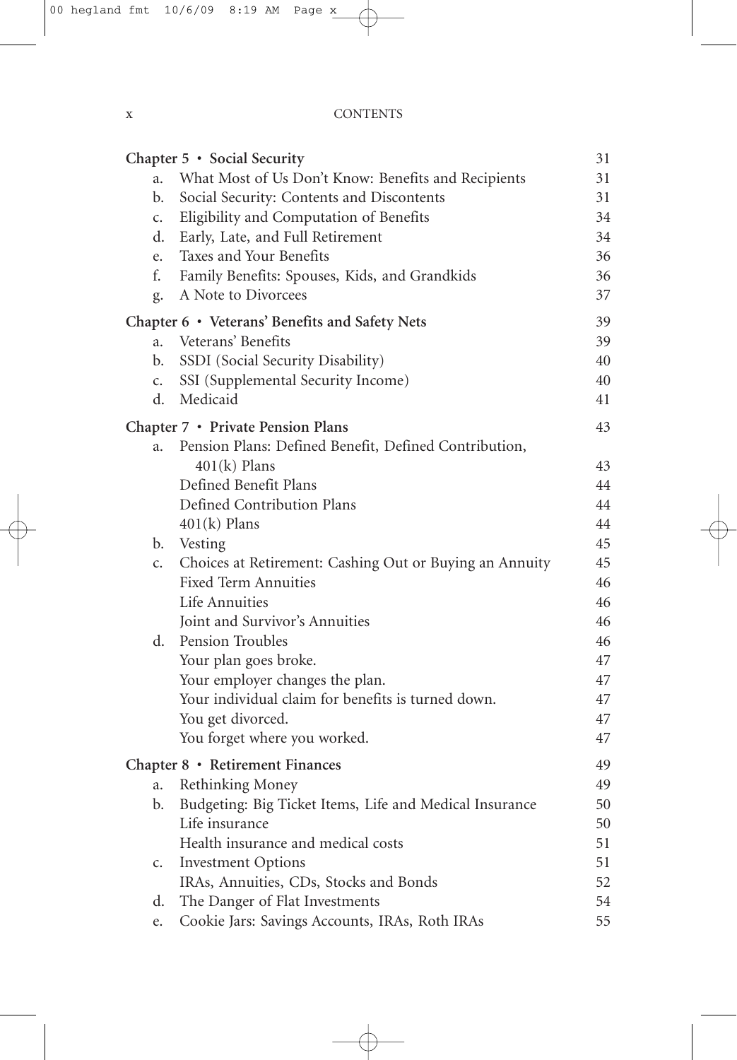| | | |
|---|---|---|
| **Chapter 5 • Social Security** | | 31 |
| a. | What Most of Us Don't Know: Benefits and Recipients | 31 |
| b. | Social Security: Contents and Discontents | 31 |
| c. | Eligibility and Computation of Benefits | 34 |
| d. | Early, Late, and Full Retirement | 34 |
| e. | Taxes and Your Benefits | 36 |
| f. | Family Benefits: Spouses, Kids, and Grandkids | 36 |
| g. | A Note to Divorcees | 37 |
| **Chapter 6 • Veterans' Benefits and Safety Nets** | | 39 |
| a. | Veterans' Benefits | 39 |
| b. | SSDI (Social Security Disability) | 40 |
| c. | SSI (Supplemental Security Income) | 40 |
| d. | Medicaid | 41 |
| **Chapter 7 • Private Pension Plans** | | 43 |
| a. | Pension Plans: Defined Benefit, Defined Contribution, 401(k) Plans | 43 |
| | Defined Benefit Plans | 44 |
| | Defined Contribution Plans | 44 |
| | 401(k) Plans | 44 |
| b. | Vesting | 45 |
| c. | Choices at Retirement: Cashing Out or Buying an Annuity | 45 |
| | Fixed Term Annuities | 46 |
| | Life Annuities | 46 |
| | Joint and Survivor's Annuities | 46 |
| d. | Pension Troubles | 46 |
| | Your plan goes broke. | 47 |
| | Your employer changes the plan. | 47 |
| | Your individual claim for benefits is turned down. | 47 |
| | You get divorced. | 47 |
| | You forget where you worked. | 47 |
| **Chapter 8 • Retirement Finances** | | 49 |
| a. | Rethinking Money | 49 |
| b. | Budgeting: Big Ticket Items, Life and Medical Insurance | 50 |
| | Life insurance | 50 |
| | Health insurance and medical costs | 51 |
| c. | Investment Options | 51 |
| | IRAs, Annuities, CDs, Stocks and Bonds | 52 |
| d. | The Danger of Flat Investments | 54 |
| e. | Cookie Jars: Savings Accounts, IRAs, Roth IRAs | 55 |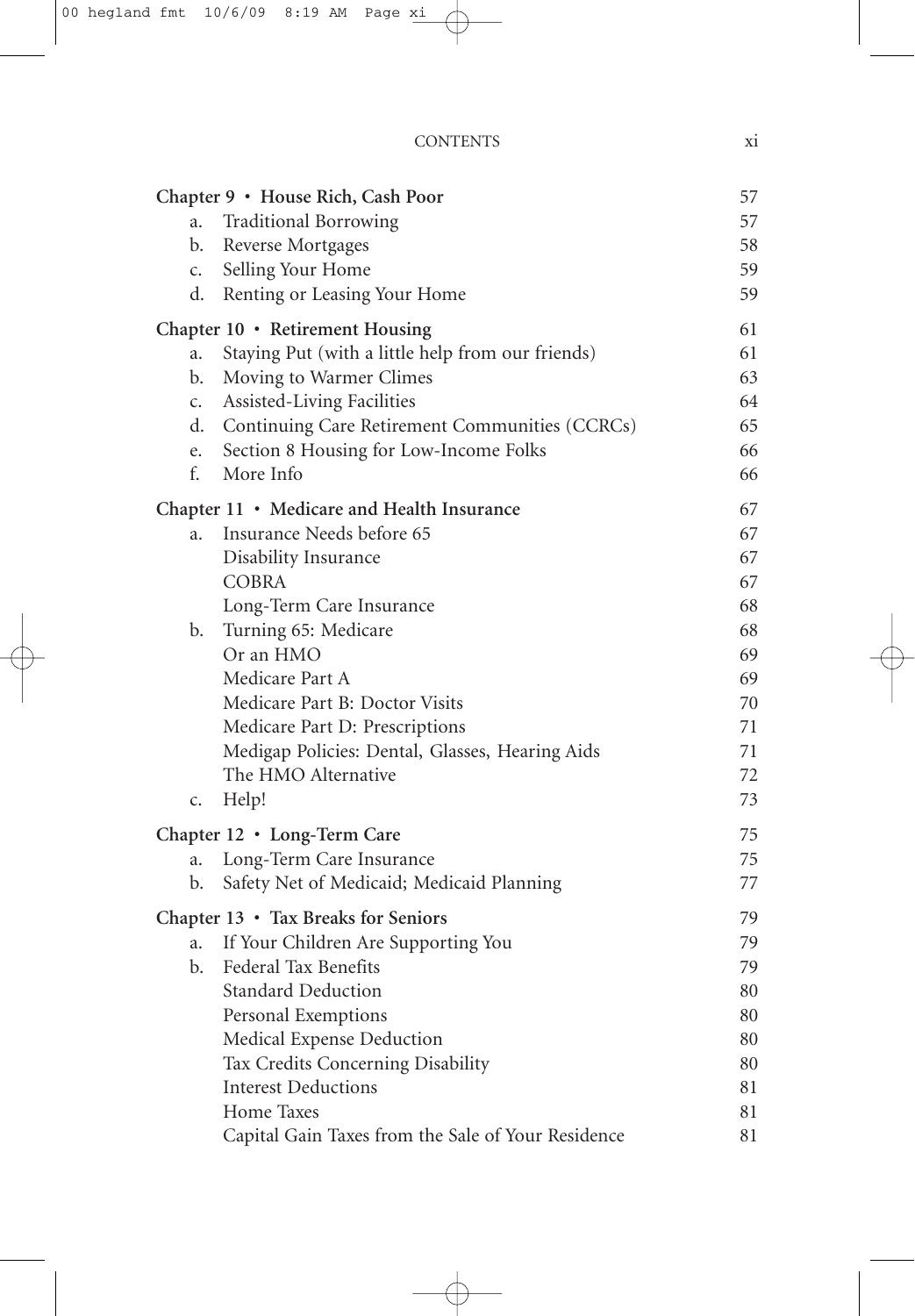| | | |
|---|---|---|
| **Chapter 9 • House Rich, Cash Poor** | | 57 |
| a. | Traditional Borrowing | 57 |
| b. | Reverse Mortgages | 58 |
| c. | Selling Your Home | 59 |
| d. | Renting or Leasing Your Home | 59 |
| **Chapter 10 • Retirement Housing** | | 61 |
| a. | Staying Put (with a little help from our friends) | 61 |
| b. | Moving to Warmer Climes | 63 |
| c. | Assisted-Living Facilities | 64 |
| d. | Continuing Care Retirement Communities (CCRCs) | 65 |
| e. | Section 8 Housing for Low-Income Folks | 66 |
| f. | More Info | 66 |
| **Chapter 11 • Medicare and Health Insurance** | | 67 |
| a. | Insurance Needs before 65 | 67 |
| | Disability Insurance | 67 |
| | COBRA | 67 |
| | Long-Term Care Insurance | 68 |
| b. | Turning 65: Medicare | 68 |
| | Or an HMO | 69 |
| | Medicare Part A | 69 |
| | Medicare Part B: Doctor Visits | 70 |
| | Medicare Part D: Prescriptions | 71 |
| | Medigap Policies: Dental, Glasses, Hearing Aids | 71 |
| | The HMO Alternative | 72 |
| c. | Help! | 73 |
| **Chapter 12 • Long-Term Care** | | 75 |
| a. | Long-Term Care Insurance | 75 |
| b. | Safety Net of Medicaid; Medicaid Planning | 77 |
| **Chapter 13 • Tax Breaks for Seniors** | | 79 |
| a. | If Your Children Are Supporting You | 79 |
| b. | Federal Tax Benefits | 79 |
| | Standard Deduction | 80 |
| | Personal Exemptions | 80 |
| | Medical Expense Deduction | 80 |
| | Tax Credits Concerning Disability | 80 |
| | Interest Deductions | 81 |
| | Home Taxes | 81 |
| | Capital Gain Taxes from the Sale of Your Residence | 81 |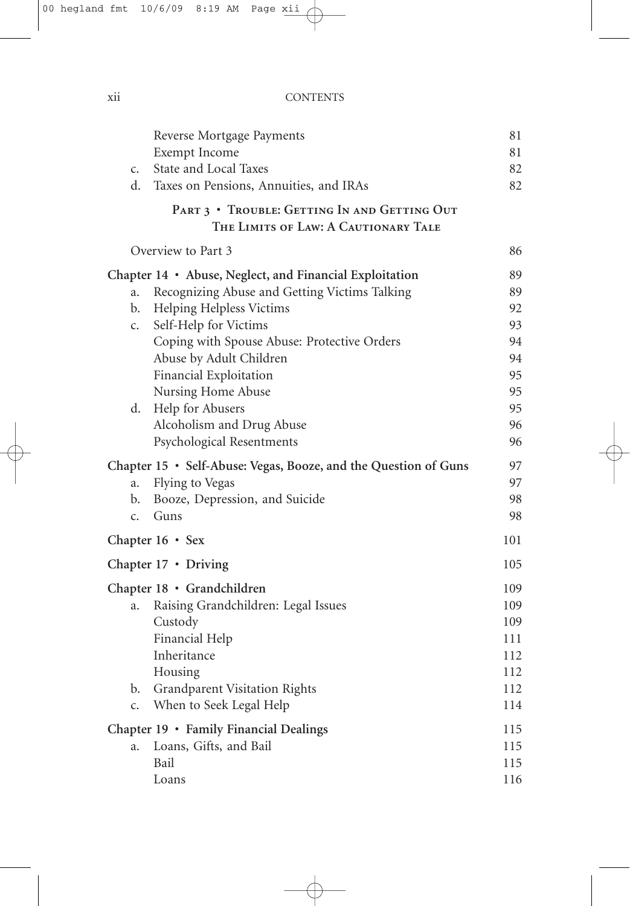| | | |
|---|---|---|
| | Reverse Mortgage Payments | 81 |
| | Exempt Income | 81 |
| c. | State and Local Taxes | 82 |
| d. | Taxes on Pensions, Annuities, and IRAs | 82 |

## Part 3 • Trouble: Getting In and Getting Out
## The Limits of Law: A Cautionary Tale

| | | |
|---|---|---|
| | Overview to Part 3 | 86 |
| **Chapter 14 • Abuse, Neglect, and Financial Exploitation** | | **89** |
| a. | Recognizing Abuse and Getting Victims Talking | 89 |
| b. | Helping Helpless Victims | 92 |
| c. | Self-Help for Victims | 93 |
| | Coping with Spouse Abuse: Protective Orders | 94 |
| | Abuse by Adult Children | 94 |
| | Financial Exploitation | 95 |
| | Nursing Home Abuse | 95 |
| d. | Help for Abusers | 95 |
| | Alcoholism and Drug Abuse | 96 |
| | Psychological Resentments | 96 |
| **Chapter 15 • Self-Abuse: Vegas, Booze, and the Question of Guns** | | **97** |
| a. | Flying to Vegas | 97 |
| b. | Booze, Depression, and Suicide | 98 |
| c. | Guns | 98 |
| **Chapter 16 • Sex** | | **101** |
| **Chapter 17 • Driving** | | **105** |
| **Chapter 18 • Grandchildren** | | **109** |
| a. | Raising Grandchildren: Legal Issues | 109 |
| | Custody | 109 |
| | Financial Help | 111 |
| | Inheritance | 112 |
| | Housing | 112 |
| b. | Grandparent Visitation Rights | 112 |
| c. | When to Seek Legal Help | 114 |
| **Chapter 19 • Family Financial Dealings** | | **115** |
| a. | Loans, Gifts, and Bail | 115 |
| | Bail | 115 |
| | Loans | 116 |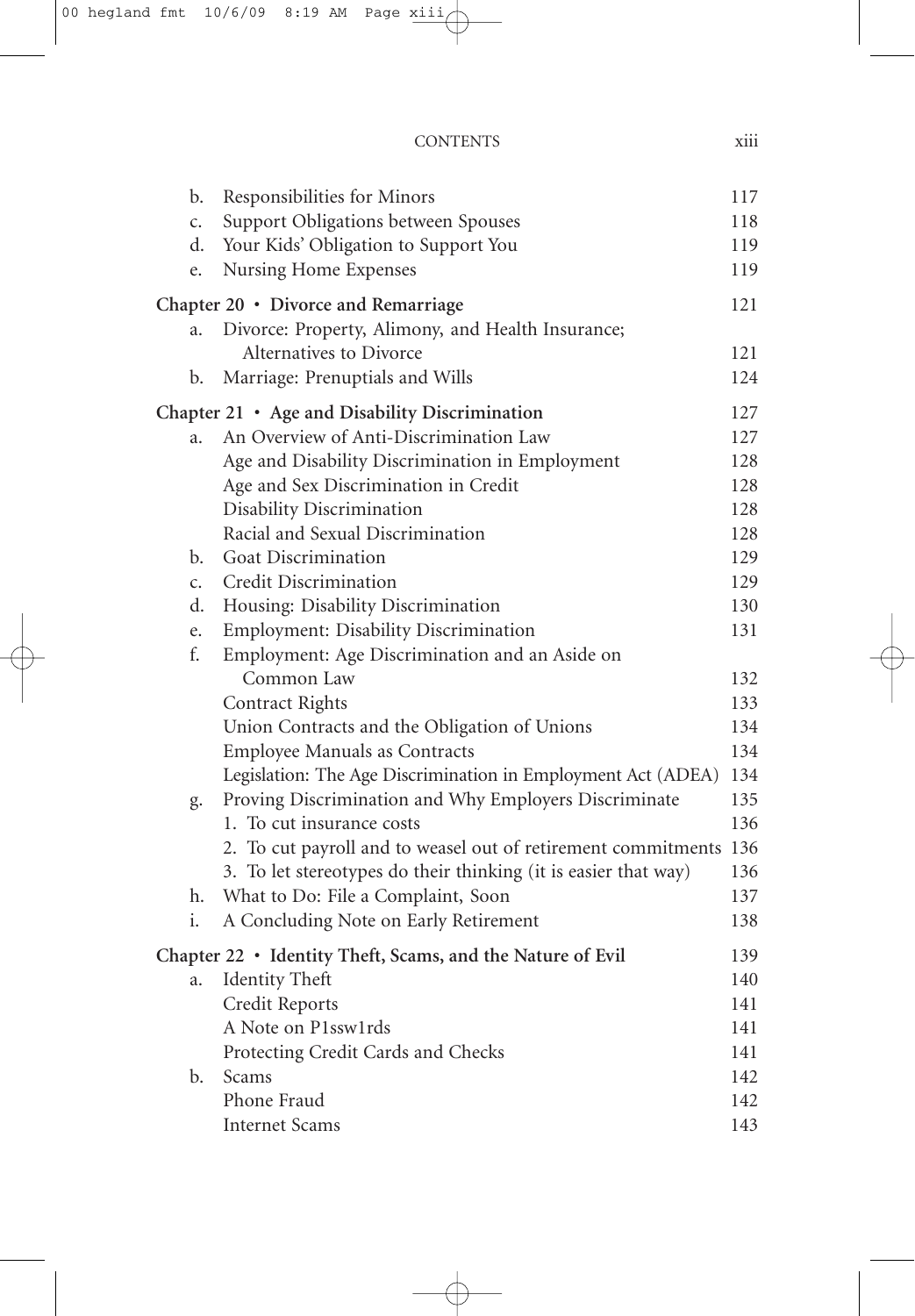b. Responsibilities for Minors 117
c. Support Obligations between Spouses 118
d. Your Kids' Obligation to Support You 119
e. Nursing Home Expenses 119

**Chapter 20 • Divorce and Remarriage** 121

a. Divorce: Property, Alimony, and Health Insurance; Alternatives to Divorce 121
b. Marriage: Prenuptials and Wills 124

**Chapter 21 • Age and Disability Discrimination** 127

a. An Overview of Anti-Discrimination Law 127
   - Age and Disability Discrimination in Employment 128
   - Age and Sex Discrimination in Credit 128
   - Disability Discrimination 128
   - Racial and Sexual Discrimination 128

b. Goat Discrimination 129
c. Credit Discrimination 129
d. Housing: Disability Discrimination 130
e. Employment: Disability Discrimination 131
f. Employment: Age Discrimination and an Aside on Common Law 132
   - Contract Rights 133
   - Union Contracts and the Obligation of Unions 134
   - Employee Manuals as Contracts 134
   - Legislation: The Age Discrimination in Employment Act (ADEA) 134

g. Proving Discrimination and Why Employers Discriminate 135
   1. To cut insurance costs 136
   2. To cut payroll and to weasel out of retirement commitments 136
   3. To let stereotypes do their thinking (it is easier that way) 136

h. What to Do: File a Complaint, Soon 137
i. A Concluding Note on Early Retirement 138

**Chapter 22 • Identity Theft, Scams, and the Nature of Evil** 139

a. Identity Theft 140
   - Credit Reports 141
   - A Note on P1ssw1rds 141
   - Protecting Credit Cards and Checks 141

b. Scams 142
   - Phone Fraud 142
   - Internet Scams 143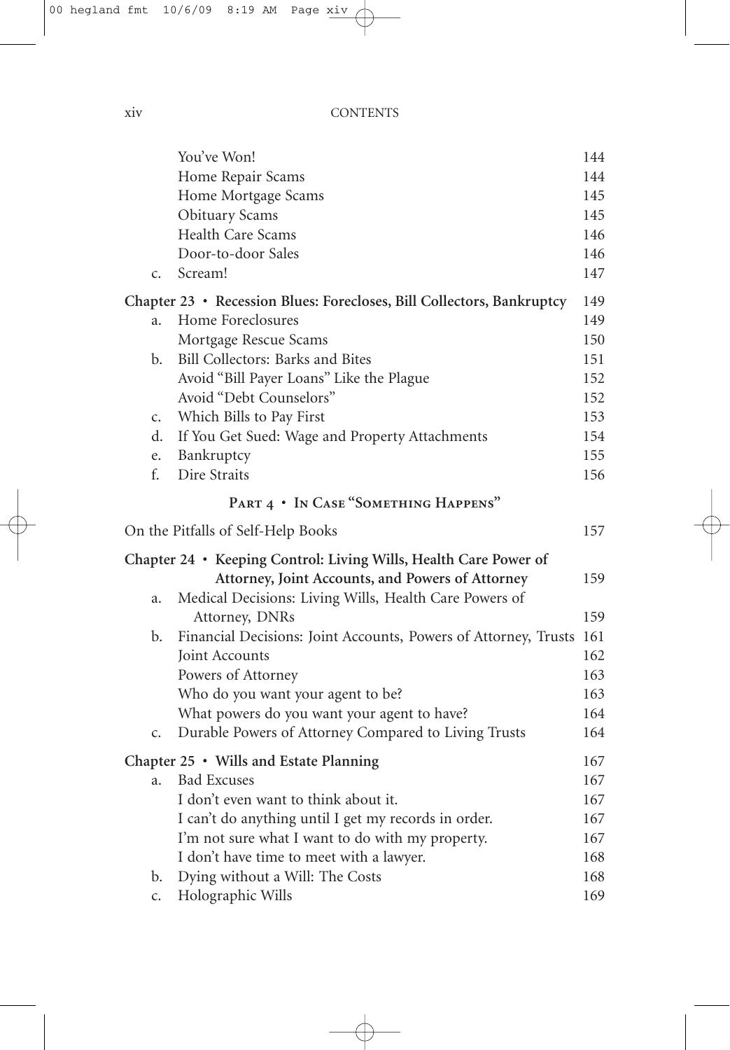| | | |
|---|---|---|
| | You've Won! | 144 |
| | Home Repair Scams | 144 |
| | Home Mortgage Scams | 145 |
| | Obituary Scams | 145 |
| | Health Care Scams | 146 |
| | Door-to-door Sales | 146 |
| c. | Scream! | 147 |

**Chapter 23 • Recession Blues: Forecloses, Bill Collectors, Bankruptcy** 149

| | | |
|---|---|---|
| a. | Home Foreclosures | 149 |
| | Mortgage Rescue Scams | 150 |
| b. | Bill Collectors: Barks and Bites | 151 |
| | Avoid "Bill Payer Loans" Like the Plague | 152 |
| | Avoid "Debt Counselors" | 152 |
| c. | Which Bills to Pay First | 153 |
| d. | If You Get Sued: Wage and Property Attachments | 154 |
| e. | Bankruptcy | 155 |
| f. | Dire Straits | 156 |

## Part 4 • In Case "Something Happens"

On the Pitfalls of Self-Help Books 157

**Chapter 24 • Keeping Control: Living Wills, Health Care Power of Attorney, Joint Accounts, and Powers of Attorney** 159

| | | |
|---|---|---|
| a. | Medical Decisions: Living Wills, Health Care Powers of Attorney, DNRs | 159 |
| b. | Financial Decisions: Joint Accounts, Powers of Attorney, Trusts | 161 |
| | Joint Accounts | 162 |
| | Powers of Attorney | 163 |
| | Who do you want your agent to be? | 163 |
| | What powers do you want your agent to have? | 164 |
| c. | Durable Powers of Attorney Compared to Living Trusts | 164 |

**Chapter 25 • Wills and Estate Planning** 167

| | | |
|---|---|---|
| a. | Bad Excuses | 167 |
| | I don't even want to think about it. | 167 |
| | I can't do anything until I get my records in order. | 167 |
| | I'm not sure what I want to do with my property. | 167 |
| | I don't have time to meet with a lawyer. | 168 |
| b. | Dying without a Will: The Costs | 168 |
| c. | Holographic Wills | 169 |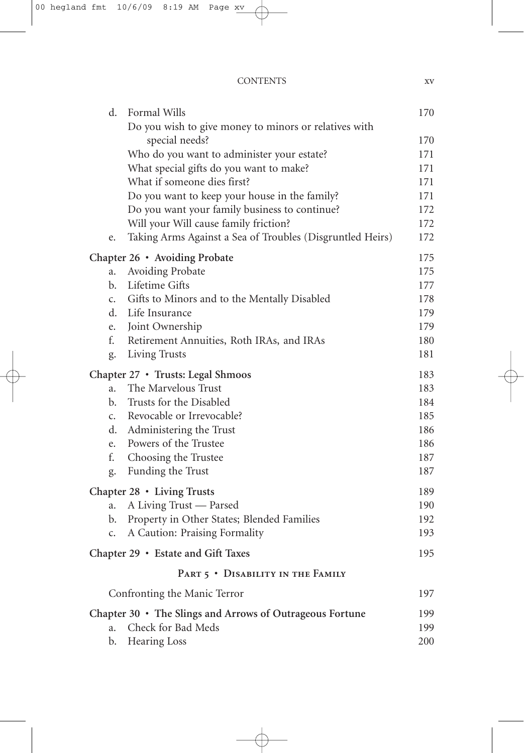| | | |
|---|---|---|
| d. | Formal Wills | 170 |
| | Do you wish to give money to minors or relatives with special needs? | 170 |
| | Who do you want to administer your estate? | 171 |
| | What special gifts do you want to make? | 171 |
| | What if someone dies first? | 171 |
| | Do you want to keep your house in the family? | 171 |
| | Do you want your family business to continue? | 172 |
| | Will your Will cause family friction? | 172 |
| e. | Taking Arms Against a Sea of Troubles (Disgruntled Heirs) | 172 |

**Chapter 26 • Avoiding Probate** 175

| | | |
|---|---|---|
| a. | Avoiding Probate | 175 |
| b. | Lifetime Gifts | 177 |
| c. | Gifts to Minors and to the Mentally Disabled | 178 |
| d. | Life Insurance | 179 |
| e. | Joint Ownership | 179 |
| f. | Retirement Annuities, Roth IRAs, and IRAs | 180 |
| g. | Living Trusts | 181 |

**Chapter 27 • Trusts: Legal Shmoos** 183

| | | |
|---|---|---|
| a. | The Marvelous Trust | 183 |
| b. | Trusts for the Disabled | 184 |
| c. | Revocable or Irrevocable? | 185 |
| d. | Administering the Trust | 186 |
| e. | Powers of the Trustee | 186 |
| f. | Choosing the Trustee | 187 |
| g. | Funding the Trust | 187 |

**Chapter 28 • Living Trusts** 189

| | | |
|---|---|---|
| a. | A Living Trust — Parsed | 190 |
| b. | Property in Other States; Blended Families | 192 |
| c. | A Caution: Praising Formality | 193 |

**Chapter 29 • Estate and Gift Taxes** 195

## Part 5 • Disability in the Family

Confronting the Manic Terror 197

**Chapter 30 • The Slings and Arrows of Outrageous Fortune** 199

| | | |
|---|---|---|
| a. | Check for Bad Meds | 199 |
| b. | Hearing Loss | 200 |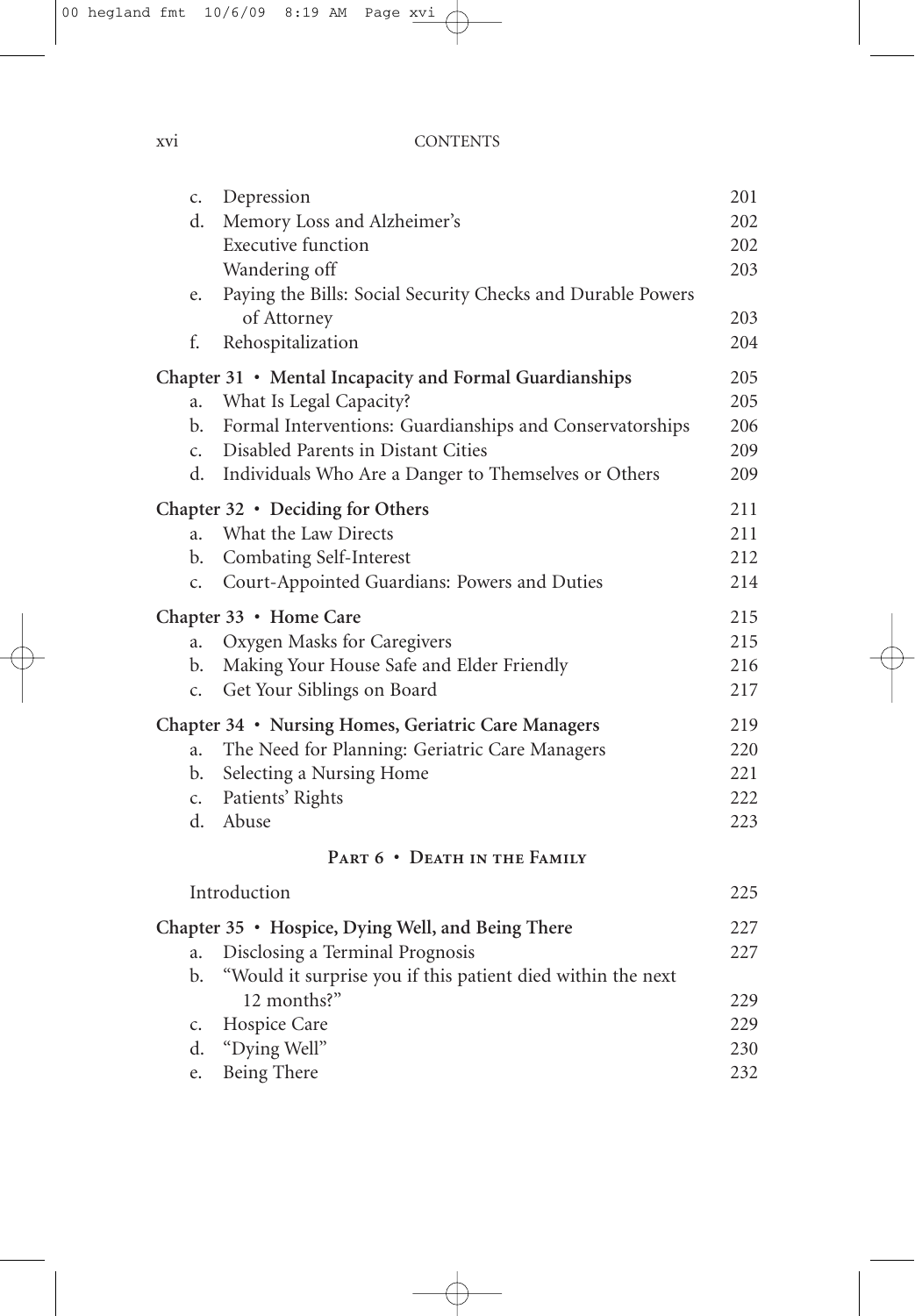c. Depression 201
d. Memory Loss and Alzheimer's 202
   Executive function 202
   Wandering off 203
e. Paying the Bills: Social Security Checks and Durable Powers of Attorney 203
f. Rehospitalization 204

**Chapter 31 • Mental Incapacity and Formal Guardianships** 205
a. What Is Legal Capacity? 205
b. Formal Interventions: Guardianships and Conservatorships 206
c. Disabled Parents in Distant Cities 209
d. Individuals Who Are a Danger to Themselves or Others 209

**Chapter 32 • Deciding for Others** 211
a. What the Law Directs 211
b. Combating Self-Interest 212
c. Court-Appointed Guardians: Powers and Duties 214

**Chapter 33 • Home Care** 215
a. Oxygen Masks for Caregivers 215
b. Making Your House Safe and Elder Friendly 216
c. Get Your Siblings on Board 217

**Chapter 34 • Nursing Homes, Geriatric Care Managers** 219
a. The Need for Planning: Geriatric Care Managers 220
b. Selecting a Nursing Home 221
c. Patients' Rights 222
d. Abuse 223

## Part 6 • Death in the Family

Introduction 225

**Chapter 35 • Hospice, Dying Well, and Being There** 227
a. Disclosing a Terminal Prognosis 227
b. "Would it surprise you if this patient died within the next 12 months?" 229
c. Hospice Care 229
d. "Dying Well" 230
e. Being There 232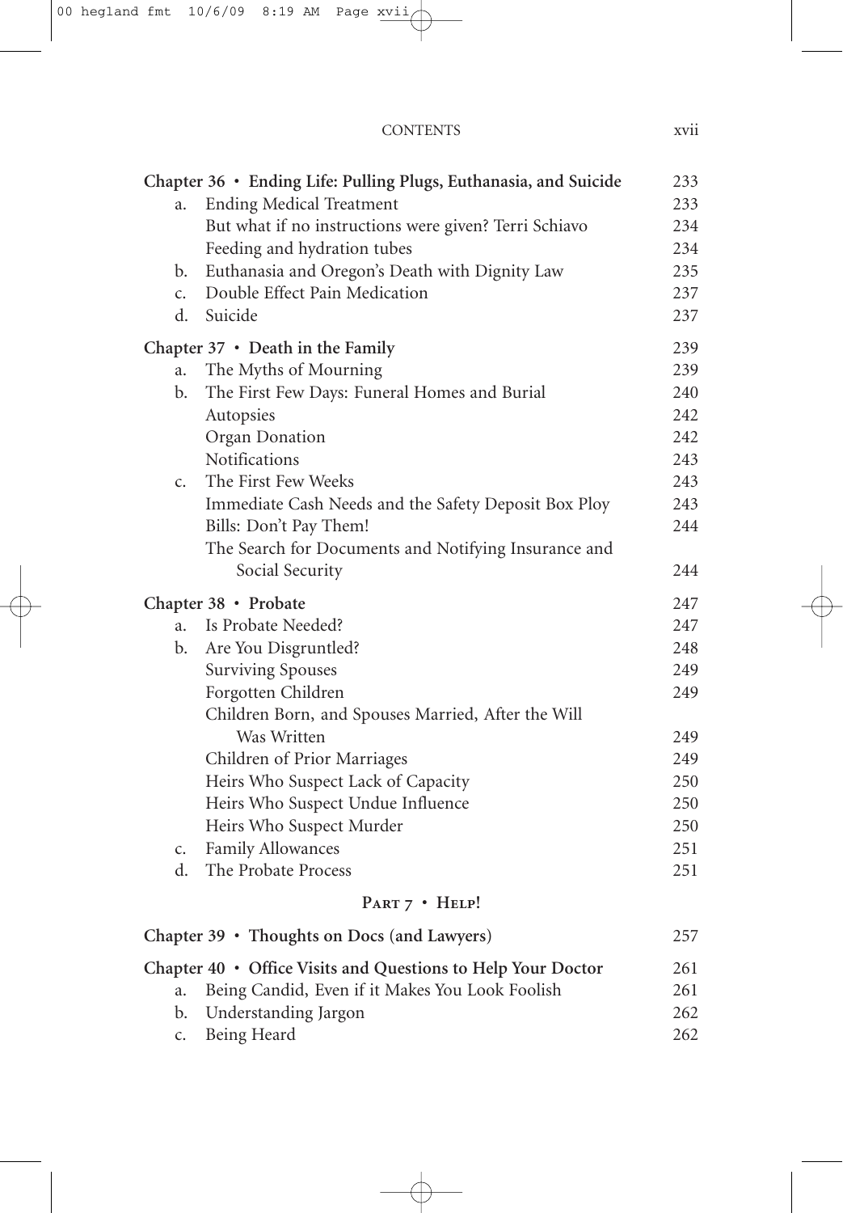| | | |
|---|---|---|
| **Chapter 36 • Ending Life: Pulling Plugs, Euthanasia, and Suicide** | | 233 |
| a. | Ending Medical Treatment | 233 |
| | But what if no instructions were given? Terri Schiavo | 234 |
| | Feeding and hydration tubes | 234 |
| b. | Euthanasia and Oregon's Death with Dignity Law | 235 |
| c. | Double Effect Pain Medication | 237 |
| d. | Suicide | 237 |
| **Chapter 37 • Death in the Family** | | 239 |
| a. | The Myths of Mourning | 239 |
| b. | The First Few Days: Funeral Homes and Burial | 240 |
| | Autopsies | 242 |
| | Organ Donation | 242 |
| | Notifications | 243 |
| c. | The First Few Weeks | 243 |
| | Immediate Cash Needs and the Safety Deposit Box Ploy | 243 |
| | Bills: Don't Pay Them! | 244 |
| | The Search for Documents and Notifying Insurance and Social Security | 244 |
| **Chapter 38 • Probate** | | 247 |
| a. | Is Probate Needed? | 247 |
| b. | Are You Disgruntled? | 248 |
| | Surviving Spouses | 249 |
| | Forgotten Children | 249 |
| | Children Born, and Spouses Married, After the Will Was Written | 249 |
| | Children of Prior Marriages | 249 |
| | Heirs Who Suspect Lack of Capacity | 250 |
| | Heirs Who Suspect Undue Influence | 250 |
| | Heirs Who Suspect Murder | 250 |
| c. | Family Allowances | 251 |
| d. | The Probate Process | 251 |

## Part 7 • Help!

| | | |
|---|---|---|
| **Chapter 39 • Thoughts on Docs (and Lawyers)** | | 257 |
| **Chapter 40 • Office Visits and Questions to Help Your Doctor** | | 261 |
| a. | Being Candid, Even if it Makes You Look Foolish | 261 |
| b. | Understanding Jargon | 262 |
| c. | Being Heard | 262 |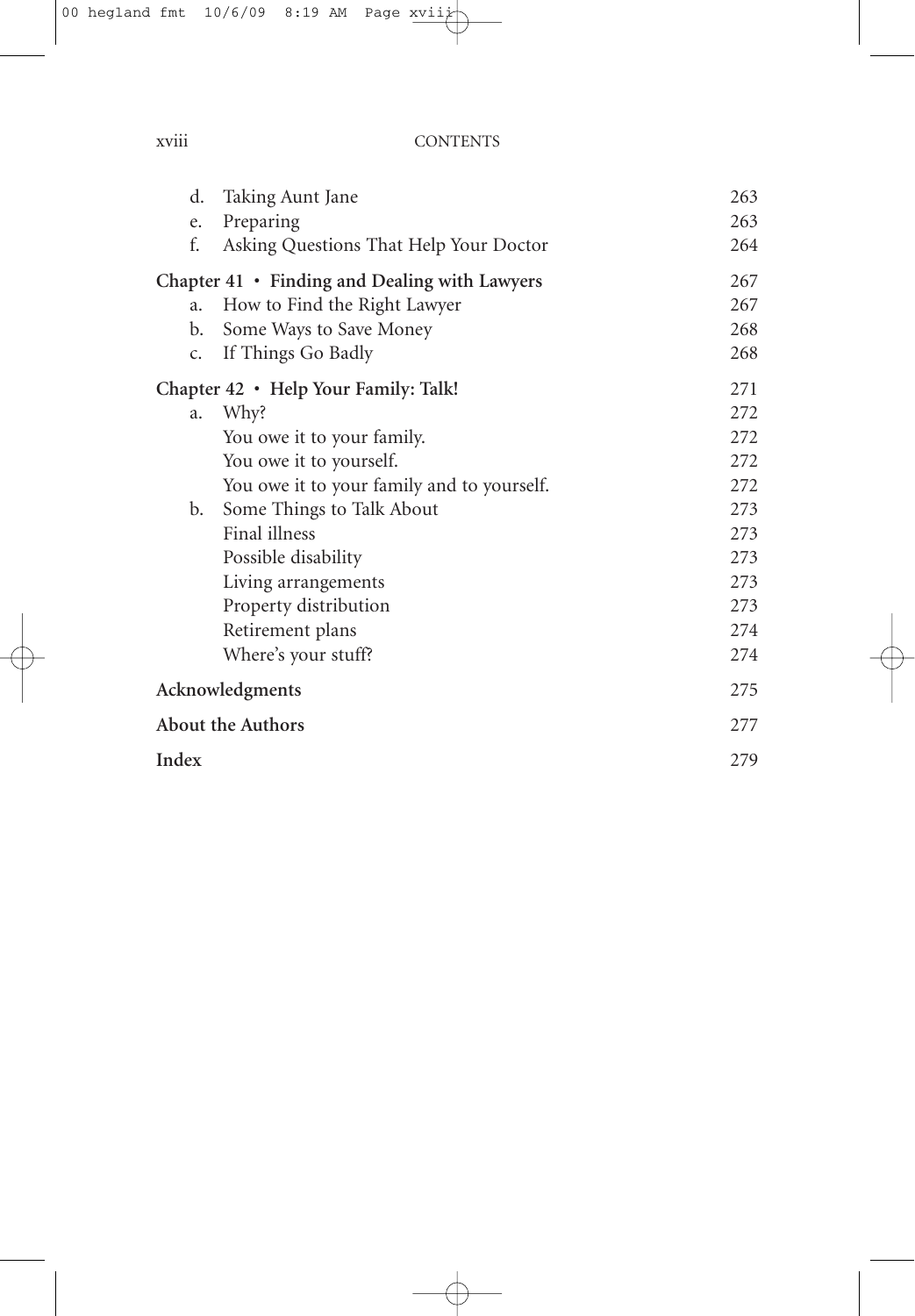d. Taking Aunt Jane 263
e. Preparing 263
f. Asking Questions That Help Your Doctor 264

**Chapter 41 • Finding and Dealing with Lawyers** 267
a. How to Find the Right Lawyer 267
b. Some Ways to Save Money 268
c. If Things Go Badly 268

**Chapter 42 • Help Your Family: Talk!** 271
a. Why? 272
You owe it to your family. 272
You owe it to yourself. 272
You owe it to your family and to yourself. 272
b. Some Things to Talk About 273
Final illness 273
Possible disability 273
Living arrangements 273
Property distribution 273
Retirement plans 274
Where's your stuff? 274

**Acknowledgments** 275

**About the Authors** 277

**Index** 279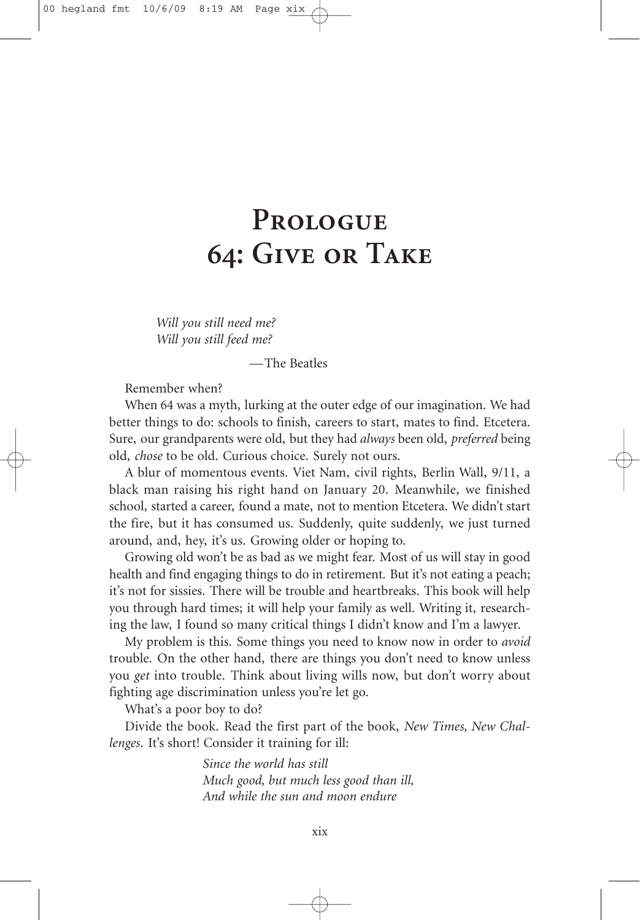# Prologue
# 64: Give or Take

*Will you still need me?*
*Will you still feed me?*

—The Beatles

Remember when?

When 64 was a myth, lurking at the outer edge of our imagination. We had better things to do: schools to finish, careers to start, mates to find. Etcetera. Sure, our grandparents were old, but they had *always* been old, *preferred* being old, *chose* to be old. Curious choice. Surely not ours.

A blur of momentous events. Viet Nam, civil rights, Berlin Wall, 9/11, a black man raising his right hand on January 20. Meanwhile, we finished school, started a career, found a mate, not to mention Etcetera. We didn't start the fire, but it has consumed us. Suddenly, quite suddenly, we just turned around, and, hey, it's us. Growing older or hoping to.

Growing old won't be as bad as we might fear. Most of us will stay in good health and find engaging things to do in retirement. But it's not eating a peach; it's not for sissies. There will be trouble and heartbreaks. This book will help you through hard times; it will help your family as well. Writing it, researching the law, I found so many critical things I didn't know and I'm a lawyer.

My problem is this. Some things you need to know now in order to *avoid* trouble. On the other hand, there are things you don't need to know unless you *get* into trouble. Think about living wills now, but don't worry about fighting age discrimination unless you're let go.

What's a poor boy to do?

Divide the book. Read the first part of the book, *New Times, New Challenges*. It's short! Consider it training for ill:

*Since the world has still*
*Much good, but much less good than ill,*
*And while the sun and moon endure*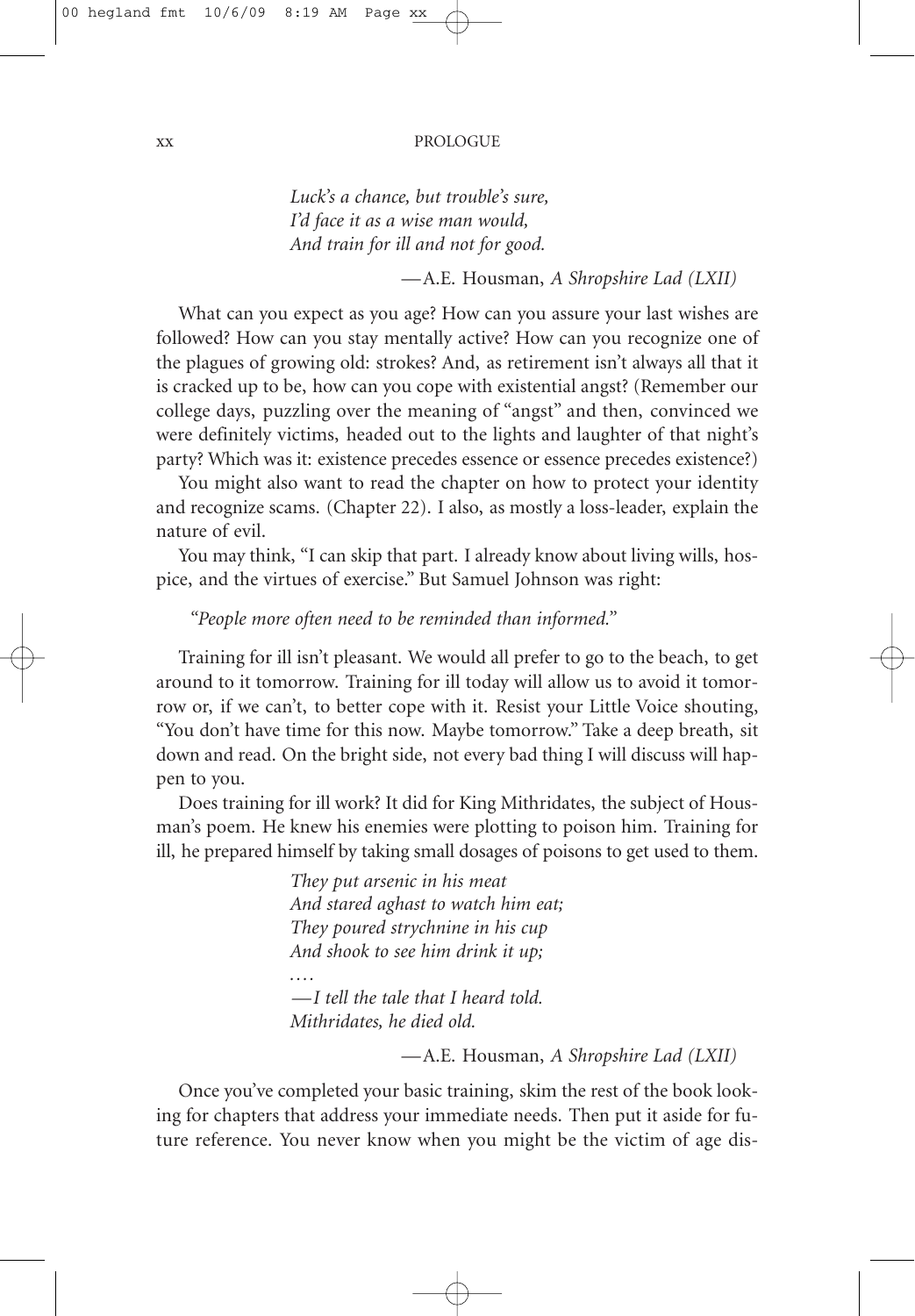*Luck's a chance, but trouble's sure,*
*I'd face it as a wise man would,*
*And train for ill and not for good.*

—A.E. Housman, *A Shropshire Lad (LXII)*

What can you expect as you age? How can you assure your last wishes are followed? How can you stay mentally active? How can you recognize one of the plagues of growing old: strokes? And, as retirement isn't always all that it is cracked up to be, how can you cope with existential angst? (Remember our college days, puzzling over the meaning of "angst" and then, convinced we were definitely victims, headed out to the lights and laughter of that night's party? Which was it: existence precedes essence or essence precedes existence?)

You might also want to read the chapter on how to protect your identity and recognize scams. (Chapter 22). I also, as mostly a loss-leader, explain the nature of evil.

You may think, "I can skip that part. I already know about living wills, hospice, and the virtues of exercise." But Samuel Johnson was right:

*"People more often need to be reminded than informed."*

Training for ill isn't pleasant. We would all prefer to go to the beach, to get around to it tomorrow. Training for ill today will allow us to avoid it tomorrow or, if we can't, to better cope with it. Resist your Little Voice shouting, "You don't have time for this now. Maybe tomorrow." Take a deep breath, sit down and read. On the bright side, not every bad thing I will discuss will happen to you.

Does training for ill work? It did for King Mithridates, the subject of Housman's poem. He knew his enemies were plotting to poison him. Training for ill, he prepared himself by taking small dosages of poisons to get used to them.

*They put arsenic in his meat*
*And stared aghast to watch him eat;*
*They poured strychnine in his cup*
*And shook to see him drink it up;*
*. . . .*
*—I tell the tale that I heard told.*
*Mithridates, he died old.*

—A.E. Housman, *A Shropshire Lad (LXII)*

Once you've completed your basic training, skim the rest of the book looking for chapters that address your immediate needs. Then put it aside for future reference. You never know when you might be the victim of age dis-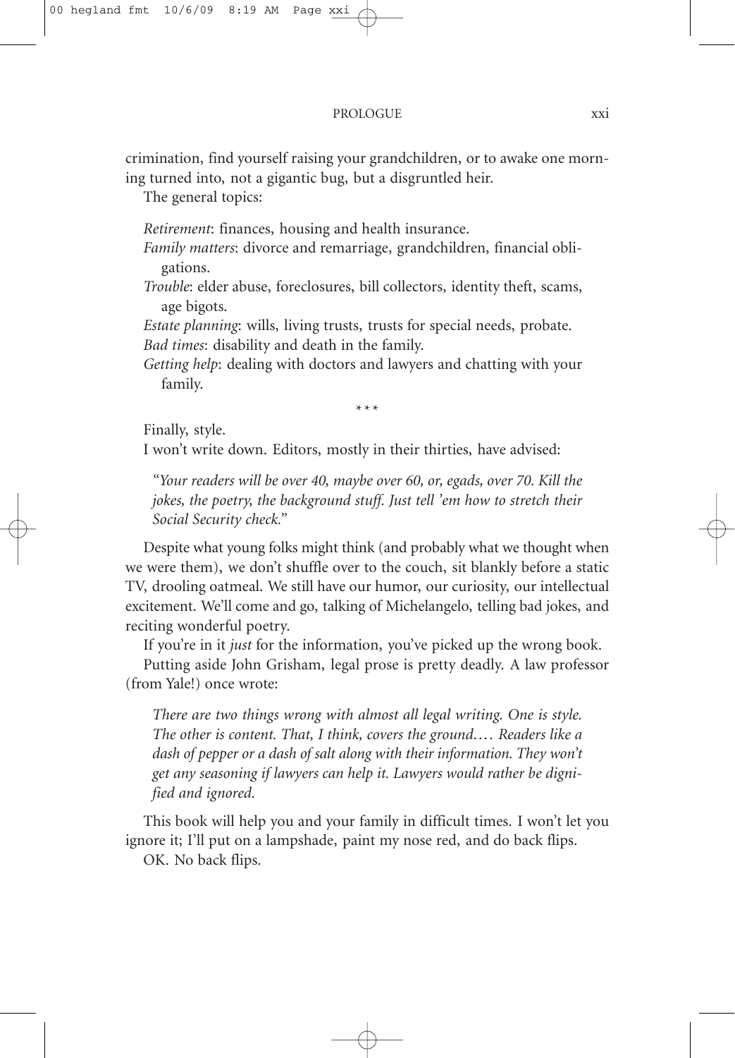crimination, find yourself raising your grandchildren, or to awake one morning turned into, not a gigantic bug, but a disgruntled heir.

The general topics:

*Retirement*: finances, housing and health insurance.

*Family matters*: divorce and remarriage, grandchildren, financial obligations.

*Trouble*: elder abuse, foreclosures, bill collectors, identity theft, scams, age bigots.

*Estate planning*: wills, living trusts, trusts for special needs, probate.

*Bad times*: disability and death in the family.

*Getting help*: dealing with doctors and lawyers and chatting with your family.

\* \* \*

Finally, style.

I won't write down. Editors, mostly in their thirties, have advised:

> *"Your readers will be over 40, maybe over 60, or, egads, over 70. Kill the jokes, the poetry, the background stuff. Just tell 'em how to stretch their Social Security check."*

Despite what young folks might think (and probably what we thought when we were them), we don't shuffle over to the couch, sit blankly before a static TV, drooling oatmeal. We still have our humor, our curiosity, our intellectual excitement. We'll come and go, talking of Michelangelo, telling bad jokes, and reciting wonderful poetry.

If you're in it *just* for the information, you've picked up the wrong book.

Putting aside John Grisham, legal prose is pretty deadly. A law professor (from Yale!) once wrote:

> *There are two things wrong with almost all legal writing. One is style. The other is content. That, I think, covers the ground.... Readers like a dash of pepper or a dash of salt along with their information. They won't get any seasoning if lawyers can help it. Lawyers would rather be dignified and ignored.*

This book will help you and your family in difficult times. I won't let you ignore it; I'll put on a lampshade, paint my nose red, and do back flips.

OK. No back flips.